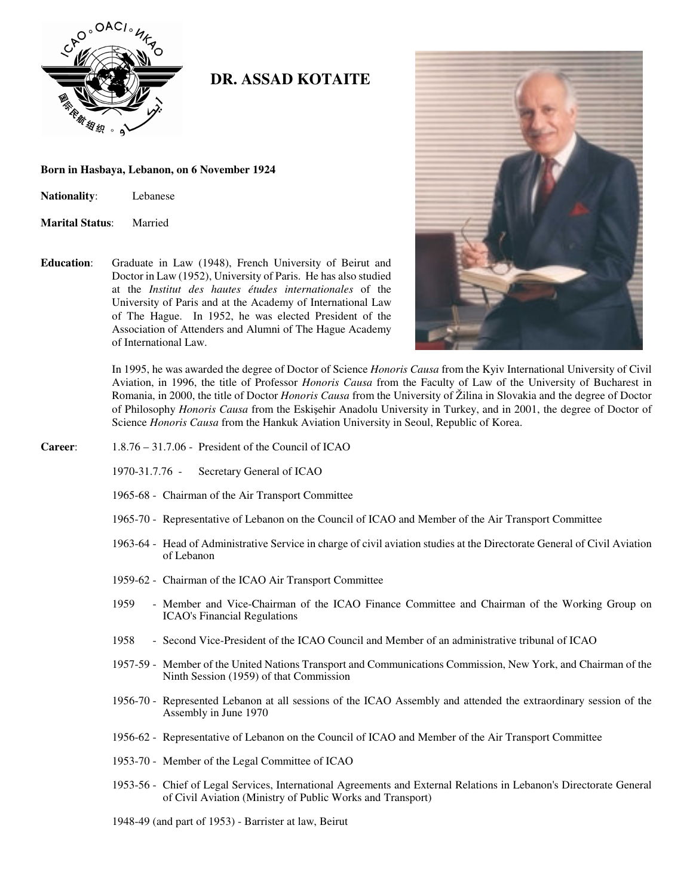# DR. ASSAD KOTAITE

**Born in Hasbaya, Lebanon, on 6 November 1924**

**Nationality**: Lebanese

**Marital Status**: Married

**Education**: Graduate in Law (1948), French University of Beirut and Doctor in Law (1952), University of Paris. He has also studied at the *Institut des hautes études internationales* of the University of Paris and at the Academy of International Law of The Hague. In 1952, he was elected President of the Association of Attenders and Alumni of The Hague Academy of International Law.

In 1995, he was awarded the degree of Doctor of Science *Honoris Causa* from the Kyiv International University of Civil Aviation, in 1996, the title of Professor *Honoris Causa* from the Faculty of Law of the University of Bucharest in Romania, in 2000, the title of Doctor *Honoris Causa* from the University of Žilina in Slovakia and the degree of Doctor of Philosophy *Honoris Causa* from the Eskişehir Anadolu University in Turkey, and in 2001, the degree of Doctor of Science *Honoris Causa* from the Hankuk Aviation University in Seoul, Republic of Korea.

**Career**:

- 1.8.76 – 31.7.06 - President of the Council of ICAO
- 1970-31.7.76 - Secretary General of ICAO
- 1965-68 - Chairman of the Air Transport Committee
- 1965-70 - Representative of Lebanon on the Council of ICAO and Member of the Air Transport Committee
- 1963-64 - Head of Administrative Service in charge of civil aviation studies at the Directorate General of Civil Aviation of Lebanon
- 1959-62 - Chairman of the ICAO Air Transport Committee
- 1959 - Member and Vice-Chairman of the ICAO Finance Committee and Chairman of the Working Group on ICAO's Financial Regulations
- 1958 - Second Vice-President of the ICAO Council and Member of an administrative tribunal of ICAO
- 1957-59 - Member of the United Nations Transport and Communications Commission, New York, and Chairman of the Ninth Session (1959) of that Commission
- 1956-70 - Represented Lebanon at all sessions of the ICAO Assembly and attended the extraordinary session of the Assembly in June 1970
- 1956-62 - Representative of Lebanon on the Council of ICAO and Member of the Air Transport Committee
- 1953-70 - Member of the Legal Committee of ICAO
- 1953-56 - Chief of Legal Services, International Agreements and External Relations in Lebanon's Directorate General of Civil Aviation (Ministry of Public Works and Transport)
- 1948-49 (and part of 1953) - Barrister at law, Beirut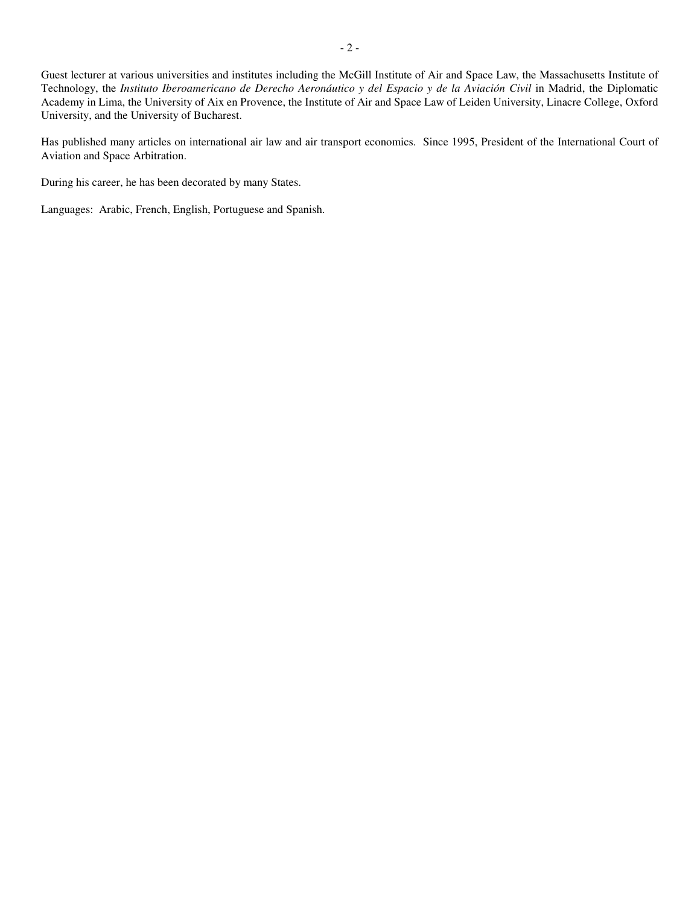Guest lecturer at various universities and institutes including the McGill Institute of Air and Space Law, the Massachusetts Institute of Technology, the *Instituto Iberoamericano de Derecho Aeronáutico y del Espacio y de la Aviación Civil* in Madrid, the Diplomatic Academy in Lima, the University of Aix en Provence, the Institute of Air and Space Law of Leiden University, Linacre College, Oxford University, and the University of Bucharest.

Has published many articles on international air law and air transport economics. Since 1995, President of the International Court of Aviation and Space Arbitration.

During his career, he has been decorated by many States.

Languages: Arabic, French, English, Portuguese and Spanish.